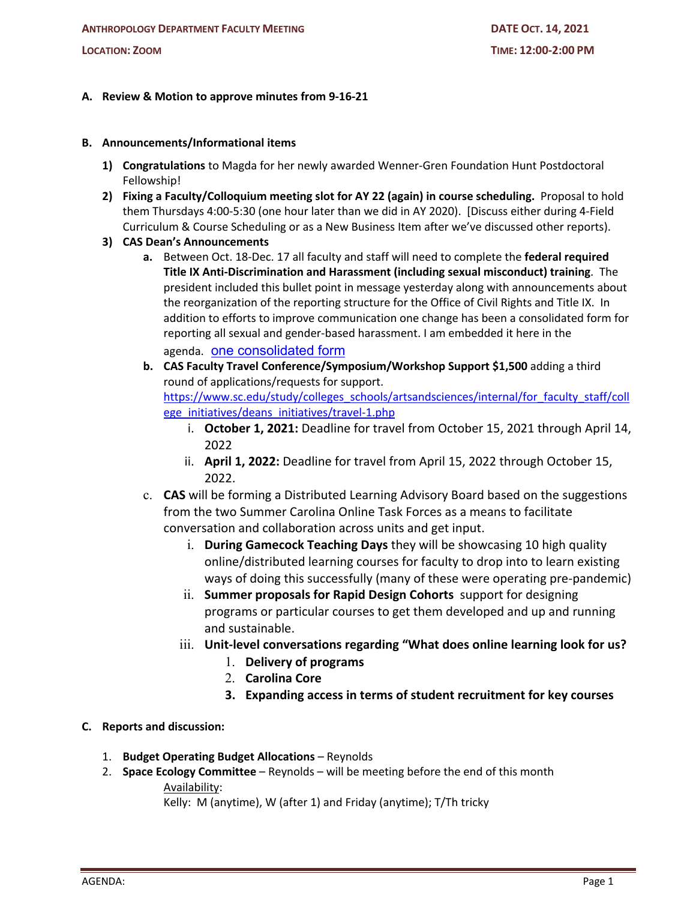**ANTHROPOLOGY DEPARTMENT FACULTY MEETING** — **DATE OCT. 14, 2021**

**LOCATION: ZOOM** — **TIME: 12:00-2:00 PM**

**A. Review & Motion to approve minutes from 9-16-21**

**B. Announcements/Informational items**

1) **Congratulations** to Magda for her newly awarded Wenner-Gren Foundation Hunt Postdoctoral Fellowship!
2) **Fixing a Faculty/Colloquium meeting slot for AY 22 (again) in course scheduling.** Proposal to hold them Thursdays 4:00-5:30 (one hour later than we did in AY 2020). [Discuss either during 4-Field Curriculum & Course Scheduling or as a New Business Item after we've discussed other reports).
3) **CAS Dean's Announcements**
   a. Between Oct. 18-Dec. 17 all faculty and staff will need to complete the **federal required Title IX Anti-Discrimination and Harassment (including sexual misconduct) training**. The president included this bullet point in message yesterday along with announcements about the reorganization of the reporting structure for the Office of Civil Rights and Title IX. In addition to efforts to improve communication one change has been a consolidated form for reporting all sexual and gender-based harassment. I am embedded it here in the agenda. one consolidated form
   b. **CAS Faculty Travel Conference/Symposium/Workshop Support $1,500** adding a third round of applications/requests for support. https://www.sc.edu/study/colleges_schools/artsandsciences/internal/for_faculty_staff/college_initiatives/deans_initiatives/travel-1.php
      i. **October 1, 2021:** Deadline for travel from October 15, 2021 through April 14, 2022
      ii. **April 1, 2022:** Deadline for travel from April 15, 2022 through October 15, 2022.
   c. **CAS** will be forming a Distributed Learning Advisory Board based on the suggestions from the two Summer Carolina Online Task Forces as a means to facilitate conversation and collaboration across units and get input.
      i. **During Gamecock Teaching Days** they will be showcasing 10 high quality online/distributed learning courses for faculty to drop into to learn existing ways of doing this successfully (many of these were operating pre-pandemic)
      ii. **Summer proposals for Rapid Design Cohorts** support for designing programs or particular courses to get them developed and up and running and sustainable.
      iii. **Unit-level conversations regarding "What does online learning look for us?**
         1. **Delivery of programs**
         2. **Carolina Core**
         3. **Expanding access in terms of student recruitment for key courses**

**C. Reports and discussion:**

1. **Budget Operating Budget Allocations** – Reynolds
2. **Space Ecology Committee** – Reynolds – will be meeting before the end of this month

   Availability:
   Kelly: M (anytime), W (after 1) and Friday (anytime); T/Th tricky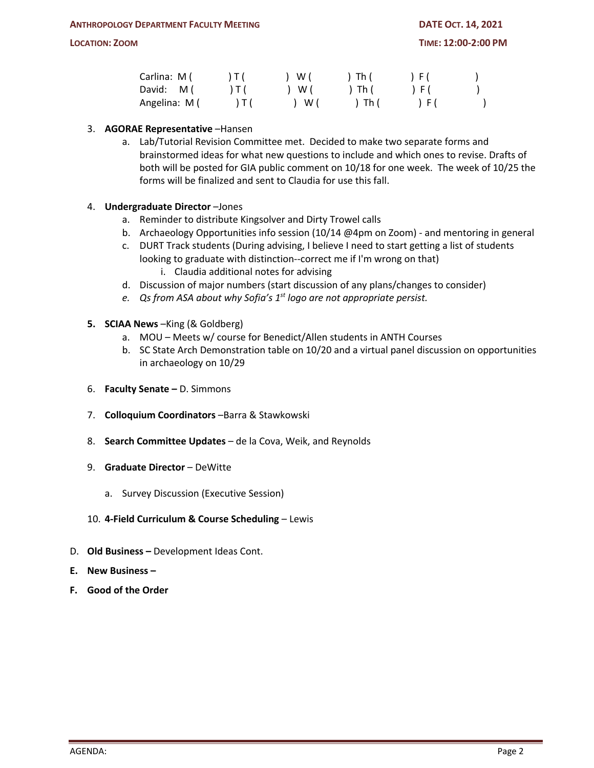Carlina: M (        ) T (        ) W (        ) Th (        ) F (        )
David: M (        ) T (        ) W (        ) Th (        ) F (        )
Angelina: M (        ) T (        ) W (        ) Th (        ) F (        )

3. **AGORAE Representative** –Hansen
   a. Lab/Tutorial Revision Committee met. Decided to make two separate forms and brainstormed ideas for what new questions to include and which ones to revise. Drafts of both will be posted for GIA public comment on 10/18 for one week. The week of 10/25 the forms will be finalized and sent to Claudia for use this fall.

4. **Undergraduate Director** –Jones
   a. Reminder to distribute Kingsolver and Dirty Trowel calls
   b. Archaeology Opportunities info session (10/14 @4pm on Zoom) - and mentoring in general
   c. DURT Track students (During advising, I believe I need to start getting a list of students looking to graduate with distinction--correct me if I'm wrong on that)
      i. Claudia additional notes for advising
   d. Discussion of major numbers (start discussion of any plans/changes to consider)
   e. *Qs from ASA about why Sofia's 1st logo are not appropriate persist.*

5. **SCIAA News** –King (& Goldberg)
   a. MOU – Meets w/ course for Benedict/Allen students in ANTH Courses
   b. SC State Arch Demonstration table on 10/20 and a virtual panel discussion on opportunities in archaeology on 10/29

6. **Faculty Senate –** D. Simmons

7. **Colloquium Coordinators** –Barra & Stawkowski

8. **Search Committee Updates** – de la Cova, Weik, and Reynolds

9. **Graduate Director** – DeWitte
   a. Survey Discussion (Executive Session)

10. **4-Field Curriculum & Course Scheduling** – Lewis

D. **Old Business –** Development Ideas Cont.

E. **New Business –**

F. **Good of the Order**